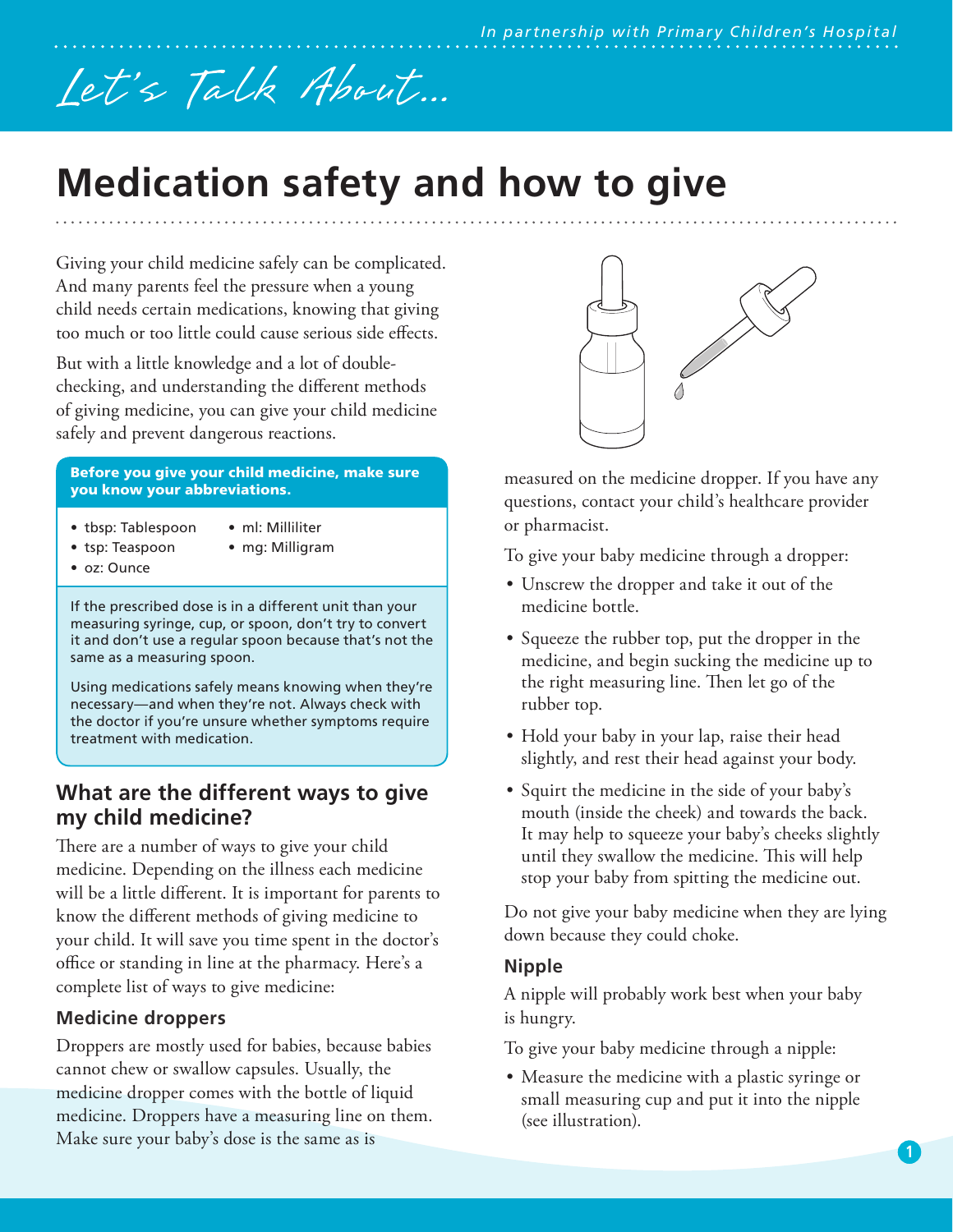*In partnership with Primary Children's Hospital*

*Let's Talk About...*

# Medication safety and how to give

Giving your child medicine safely can be complicated. And many parents feel the pressure when a young child needs certain medications, knowing that giving too much or too little could cause serious side effects.

But with a little knowledge and a lot of double-checking, and understanding the different methods of giving medicine, you can give your child medicine safely and prevent dangerous reactions.

**Before you give your child medicine, make sure you know your abbreviations.**

- tbsp: Tablespoon
- tsp: Teaspoon
- oz: Ounce
- ml: Milliliter
- mg: Milligram

If the prescribed dose is in a different unit than your measuring syringe, cup, or spoon, don't try to convert it and don't use a regular spoon because that's not the same as a measuring spoon.

Using medications safely means knowing when they're necessary—and when they're not. Always check with the doctor if you're unsure whether symptoms require treatment with medication.

## What are the different ways to give my child medicine?

There are a number of ways to give your child medicine. Depending on the illness each medicine will be a little different. It is important for parents to know the different methods of giving medicine to your child. It will save you time spent in the doctor's office or standing in line at the pharmacy. Here's a complete list of ways to give medicine:

### Medicine droppers

Droppers are mostly used for babies, because babies cannot chew or swallow capsules. Usually, the medicine dropper comes with the bottle of liquid medicine. Droppers have a measuring line on them. Make sure your baby's dose is the same as is measured on the medicine dropper. If you have any questions, contact your child's healthcare provider or pharmacist.

To give your baby medicine through a dropper:

- Unscrew the dropper and take it out of the medicine bottle.
- Squeeze the rubber top, put the dropper in the medicine, and begin sucking the medicine up to the right measuring line. Then let go of the rubber top.
- Hold your baby in your lap, raise their head slightly, and rest their head against your body.
- Squirt the medicine in the side of your baby's mouth (inside the cheek) and towards the back. It may help to squeeze your baby's cheeks slightly until they swallow the medicine. This will help stop your baby from spitting the medicine out.

Do not give your baby medicine when they are lying down because they could choke.

### Nipple

A nipple will probably work best when your baby is hungry.

To give your baby medicine through a nipple:

- Measure the medicine with a plastic syringe or small measuring cup and put it into the nipple (see illustration).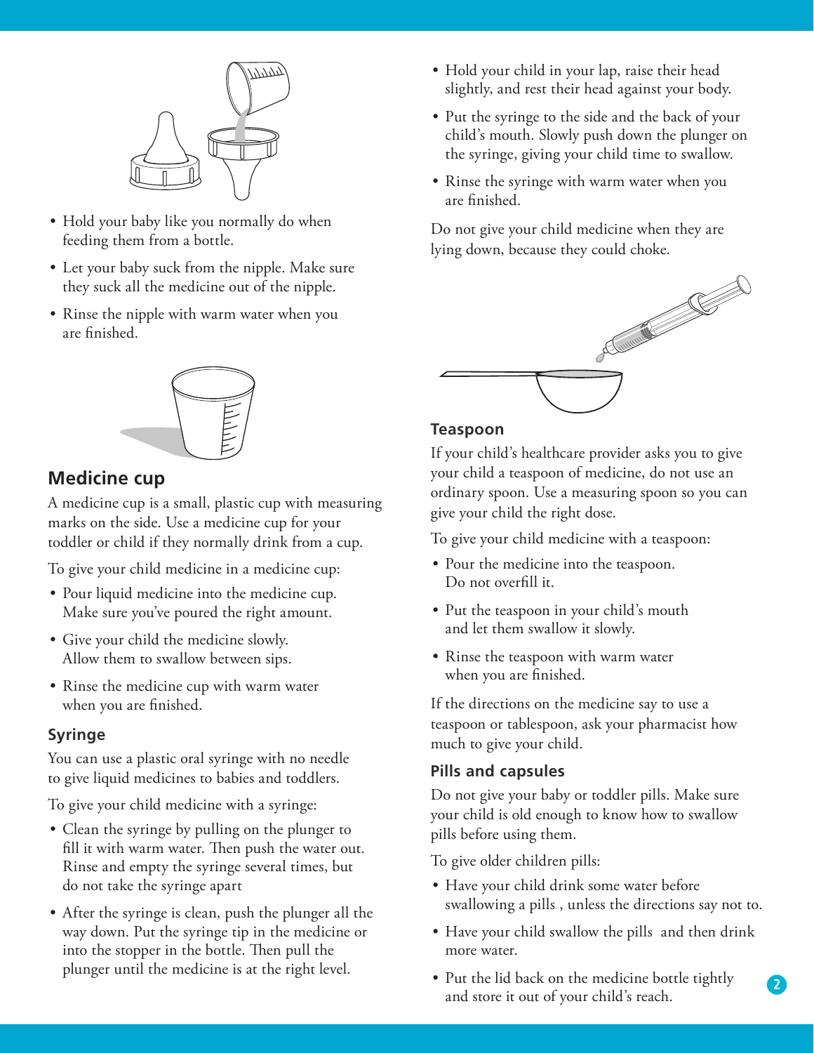- Hold your baby like you normally do when feeding them from a bottle.
- Let your baby suck from the nipple. Make sure they suck all the medicine out of the nipple.
- Rinse the nipple with warm water when you are finished.

## Medicine cup

A medicine cup is a small, plastic cup with measuring marks on the side. Use a medicine cup for your toddler or child if they normally drink from a cup.

To give your child medicine in a medicine cup:

- Pour liquid medicine into the medicine cup. Make sure you've poured the right amount.
- Give your child the medicine slowly. Allow them to swallow between sips.
- Rinse the medicine cup with warm water when you are finished.

### Syringe

You can use a plastic oral syringe with no needle to give liquid medicines to babies and toddlers.

To give your child medicine with a syringe:

- Clean the syringe by pulling on the plunger to fill it with warm water. Then push the water out. Rinse and empty the syringe several times, but do not take the syringe apart
- After the syringe is clean, push the plunger all the way down. Put the syringe tip in the medicine or into the stopper in the bottle. Then pull the plunger until the medicine is at the right level.
- Hold your child in your lap, raise their head slightly, and rest their head against your body.
- Put the syringe to the side and the back of your child's mouth. Slowly push down the plunger on the syringe, giving your child time to swallow.
- Rinse the syringe with warm water when you are finished.

Do not give your child medicine when they are lying down, because they could choke.

### Teaspoon

If your child's healthcare provider asks you to give your child a teaspoon of medicine, do not use an ordinary spoon. Use a measuring spoon so you can give your child the right dose.

To give your child medicine with a teaspoon:

- Pour the medicine into the teaspoon. Do not overfill it.
- Put the teaspoon in your child's mouth and let them swallow it slowly.
- Rinse the teaspoon with warm water when you are finished.

If the directions on the medicine say to use a teaspoon or tablespoon, ask your pharmacist how much to give your child.

### Pills and capsules

Do not give your baby or toddler pills. Make sure your child is old enough to know how to swallow pills before using them.

To give older children pills:

- Have your child drink some water before swallowing a pills , unless the directions say not to.
- Have your child swallow the pills and then drink more water.
- Put the lid back on the medicine bottle tightly and store it out of your child's reach.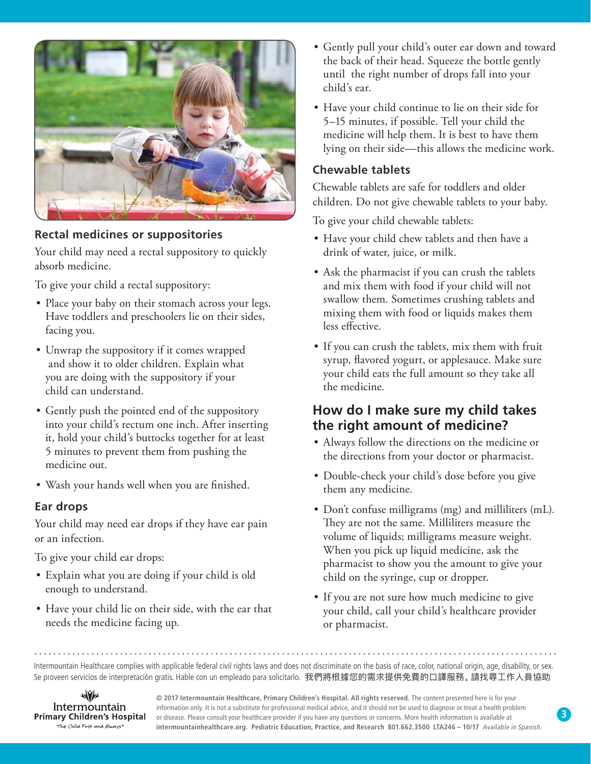### Rectal medicines or suppositories

Your child may need a rectal suppository to quickly absorb medicine.

To give your child a rectal suppository:

- Place your baby on their stomach across your legs. Have toddlers and preschoolers lie on their sides, facing you.
- Unwrap the suppository if it comes wrapped and show it to older children. Explain what you are doing with the suppository if your child can understand.
- Gently push the pointed end of the suppository into your child's rectum one inch. After inserting it, hold your child's buttocks together for at least 5 minutes to prevent them from pushing the medicine out.
- Wash your hands well when you are finished.

### Ear drops

Your child may need ear drops if they have ear pain or an infection.

To give your child ear drops:

- Explain what you are doing if your child is old enough to understand.
- Have your child lie on their side, with the ear that needs the medicine facing up.
- Gently pull your child's outer ear down and toward the back of their head. Squeeze the bottle gently until the right number of drops fall into your child's ear.
- Have your child continue to lie on their side for 5–15 minutes, if possible. Tell your child the medicine will help them. It is best to have them lying on their side—this allows the medicine work.

### Chewable tablets

Chewable tablets are safe for toddlers and older children. Do not give chewable tablets to your baby.

To give your child chewable tablets:

- Have your child chew tablets and then have a drink of water, juice, or milk.
- Ask the pharmacist if you can crush the tablets and mix them with food if your child will not swallow them. Sometimes crushing tablets and mixing them with food or liquids makes them less effective.
- If you can crush the tablets, mix them with fruit syrup, flavored yogurt, or applesauce. Make sure your child eats the full amount so they take all the medicine.

## How do I make sure my child takes the right amount of medicine?

- Always follow the directions on the medicine or the directions from your doctor or pharmacist.
- Double-check your child's dose before you give them any medicine.
- Don't confuse milligrams (mg) and milliliters (mL). They are not the same. Milliliters measure the volume of liquids; milligrams measure weight. When you pick up liquid medicine, ask the pharmacist to show you the amount to give your child on the syringe, cup or dropper.
- If you are not sure how much medicine to give your child, call your child's healthcare provider or pharmacist.

Intermountain Healthcare complies with applicable federal civil rights laws and does not discriminate on the basis of race, color, national origin, age, disability, or sex. Se proveen servicios de interpretación gratis. Hable con un empleado para solicitarlo. 我們將根據您的需求提供免費的口譯服務。請找尋工作人員協助

Intermountain Primary Children's Hospital
The Child First and Always®

**© 2017 Intermountain Healthcare, Primary Children's Hospital. All rights reserved.** The content presented here is for your information only. It is not a substitute for professional medical advice, and it should not be used to diagnose or treat a health problem or disease. Please consult your healthcare provider if you have any questions or concerns. More health information is available at **intermountainhealthcare.org. Pediatric Education, Practice, and Research 801.662.3500 LTA246 – 10/17** *Available in Spanish.*